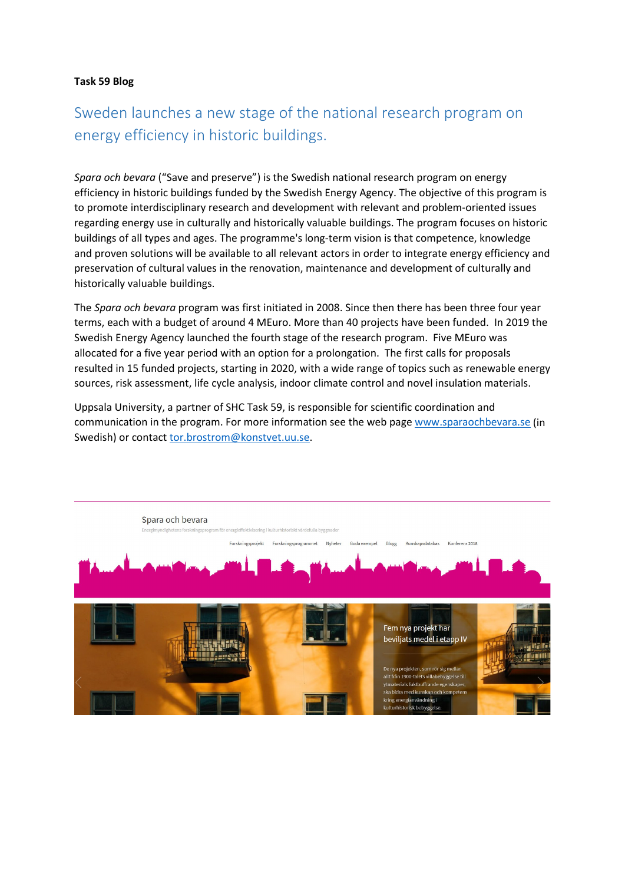**Task 59 Blog**

# Sweden launches a new stage of the national research program on energy efficiency in historic buildings.

*Spara och bevara* ("Save and preserve") is the Swedish national research program on energy efficiency in historic buildings funded by the Swedish Energy Agency. The objective of this program is to promote interdisciplinary research and development with relevant and problem-oriented issues regarding energy use in culturally and historically valuable buildings. The program focuses on historic buildings of all types and ages. The programme's long-term vision is that competence, knowledge and proven solutions will be available to all relevant actors in order to integrate energy efficiency and preservation of cultural values in the renovation, maintenance and development of culturally and historically valuable buildings.

The *Spara och bevara* program was first initiated in 2008. Since then there has been three four year terms, each with a budget of around 4 MEuro. More than 40 projects have been funded. In 2019 the Swedish Energy Agency launched the fourth stage of the research program. Five MEuro was allocated for a five year period with an option for a prolongation. The first calls for proposals resulted in 15 funded projects, starting in 2020, with a wide range of topics such as renewable energy sources, risk assessment, life cycle analysis, indoor climate control and novel insulation materials.

Uppsala University, a partner of SHC Task 59, is responsible for scientific coordination and communication in the program. For more information see the web page [www.sparaochbevara.se](http://www.sparaochbevara.se) (in Swedish) or contact [tor.brostrom@konstvet.uu.se](mailto:tor.brostrom@konstvet.uu.se).

Spara och bevara

Energimyndighetens forskningsprogram för energieffektivisering i kulturhistoriskt värdefulla byggnader

Forskningsprojekt | Forskningsprogrammet | Nyheter | Goda exempel | Blogg | Kunskapsdatabas | Konferens 2018

Fem nya projekt har beviljats medel i etapp IV

De nya projekten, som rör sig mellan allt från 1900-talets villabebyggelse till ytmaterials fuktbuffrande egenskaper, ska bidra med kunskap och kompetens kring energianvändning i kulturhistorisk bebyggelse.